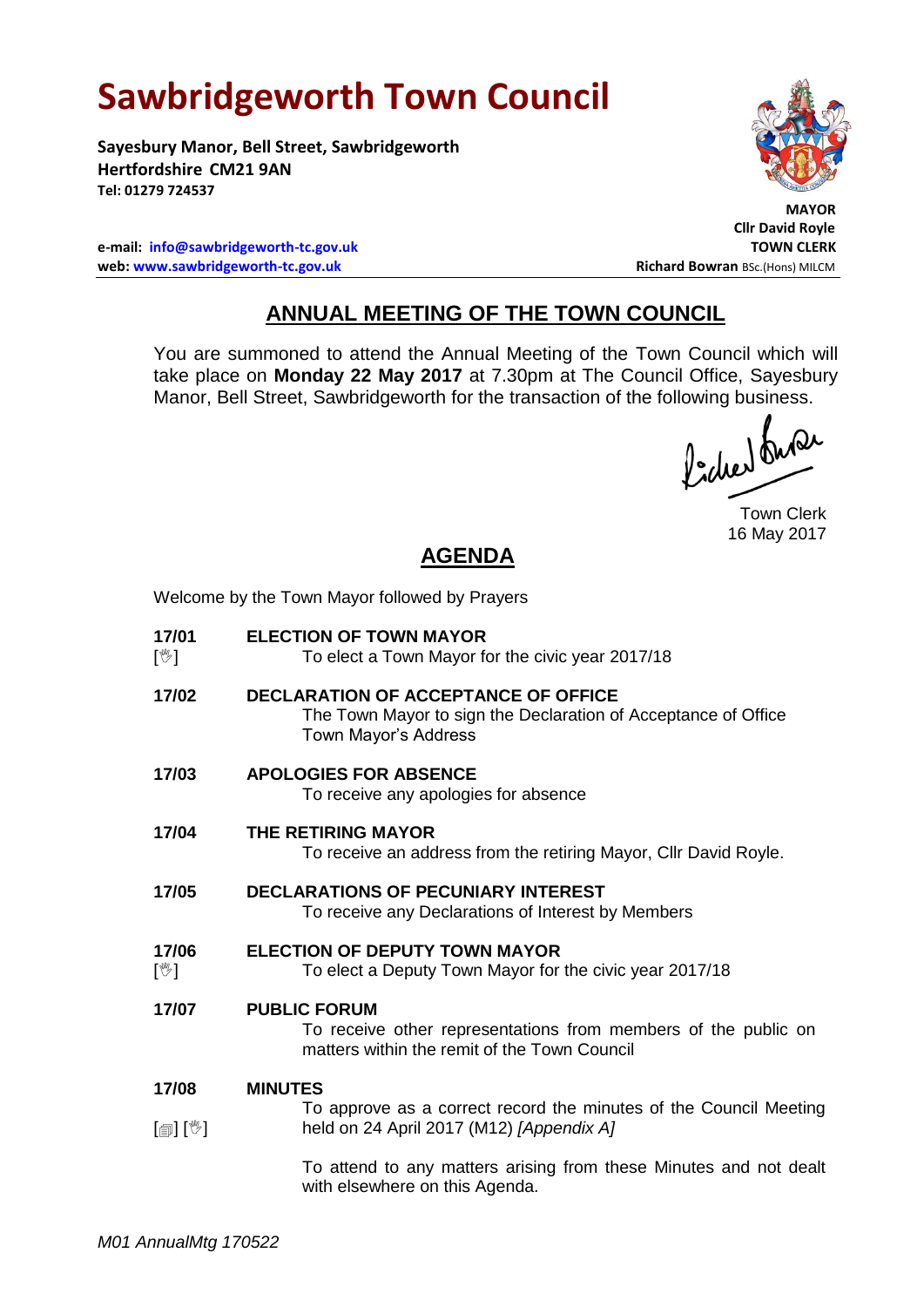# Sawbridgeworth Town Council

**Sayesbury Manor, Bell Street, Sawbridgeworth**
**Hertfordshire CM21 9AN**
**Tel: 01279 724537**

**e-mail: info@sawbridgeworth-tc.gov.uk**
**web: www.sawbridgeworth-tc.gov.uk**

**MAYOR**
**Cllr David Royle**
**TOWN CLERK**
**Richard Bowran** BSc.(Hons) MILCM

## ANNUAL MEETING OF THE TOWN COUNCIL

You are summoned to attend the Annual Meeting of the Town Council which will take place on **Monday 22 May 2017** at 7.30pm at The Council Office, Sayesbury Manor, Bell Street, Sawbridgeworth for the transaction of the following business.

Town Clerk
16 May 2017

## AGENDA

Welcome by the Town Mayor followed by Prayers

**17/01** [✋] **ELECTION OF TOWN MAYOR**
To elect a Town Mayor for the civic year 2017/18

**17/02** **DECLARATION OF ACCEPTANCE OF OFFICE**
The Town Mayor to sign the Declaration of Acceptance of Office
Town Mayor's Address

**17/03** **APOLOGIES FOR ABSENCE**
To receive any apologies for absence

**17/04** **THE RETIRING MAYOR**
To receive an address from the retiring Mayor, Cllr David Royle.

**17/05** **DECLARATIONS OF PECUNIARY INTEREST**
To receive any Declarations of Interest by Members

**17/06** [✋] **ELECTION OF DEPUTY TOWN MAYOR**
To elect a Deputy Town Mayor for the civic year 2017/18

**17/07** **PUBLIC FORUM**
To receive other representations from members of the public on matters within the remit of the Town Council

**17/08** [📄] [✋] **MINUTES**
To approve as a correct record the minutes of the Council Meeting held on 24 April 2017 (M12) *[Appendix A]*

To attend to any matters arising from these Minutes and not dealt with elsewhere on this Agenda.

*M01 AnnualMtg 170522*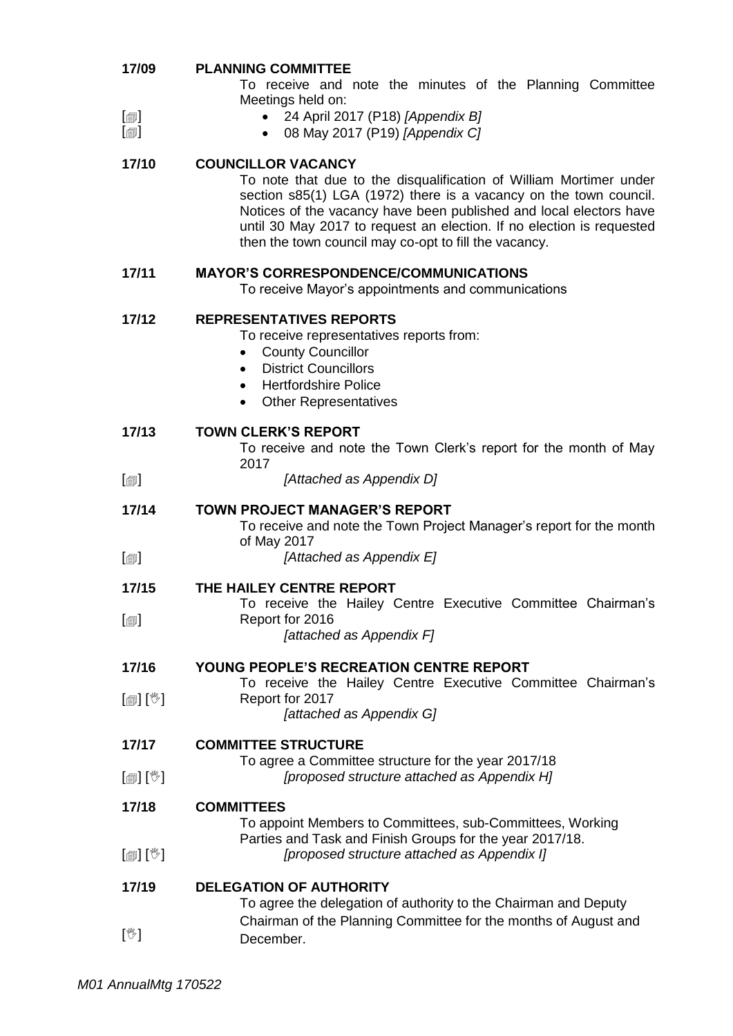**17/09** **PLANNING COMMITTEE**

To receive and note the minutes of the Planning Committee Meetings held on:

[🗐] • 24 April 2017 (P18) *[Appendix B]*
[🗐] • 08 May 2017 (P19) *[Appendix C]*

**17/10** **COUNCILLOR VACANCY**

To note that due to the disqualification of William Mortimer under section s85(1) LGA (1972) there is a vacancy on the town council. Notices of the vacancy have been published and local electors have until 30 May 2017 to request an election. If no election is requested then the town council may co-opt to fill the vacancy.

**17/11** **MAYOR'S CORRESPONDENCE/COMMUNICATIONS**

To receive Mayor's appointments and communications

**17/12** **REPRESENTATIVES REPORTS**

To receive representatives reports from:

- County Councillor
- District Councillors
- Hertfordshire Police
- Other Representatives

**17/13** **TOWN CLERK'S REPORT**

To receive and note the Town Clerk's report for the month of May 2017

[🗐] *[Attached as Appendix D]*

**17/14** **TOWN PROJECT MANAGER'S REPORT**

To receive and note the Town Project Manager's report for the month of May 2017

[🗐] *[Attached as Appendix E]*

**17/15** **THE HAILEY CENTRE REPORT**

[🗐] To receive the Hailey Centre Executive Committee Chairman's Report for 2016

*[attached as Appendix F]*

**17/16** **YOUNG PEOPLE'S RECREATION CENTRE REPORT**

[🗐] [✋] To receive the Hailey Centre Executive Committee Chairman's Report for 2017

*[attached as Appendix G]*

**17/17** **COMMITTEE STRUCTURE**

To agree a Committee structure for the year 2017/18

[🗐] [✋] *[proposed structure attached as Appendix H]*

**17/18** **COMMITTEES**

To appoint Members to Committees, sub-Committees, Working Parties and Task and Finish Groups for the year 2017/18.

[🗐] [✋] *[proposed structure attached as Appendix I]*

**17/19** **DELEGATION OF AUTHORITY**

[✋] To agree the delegation of authority to the Chairman and Deputy Chairman of the Planning Committee for the months of August and December.

*M01 AnnualMtg 170522*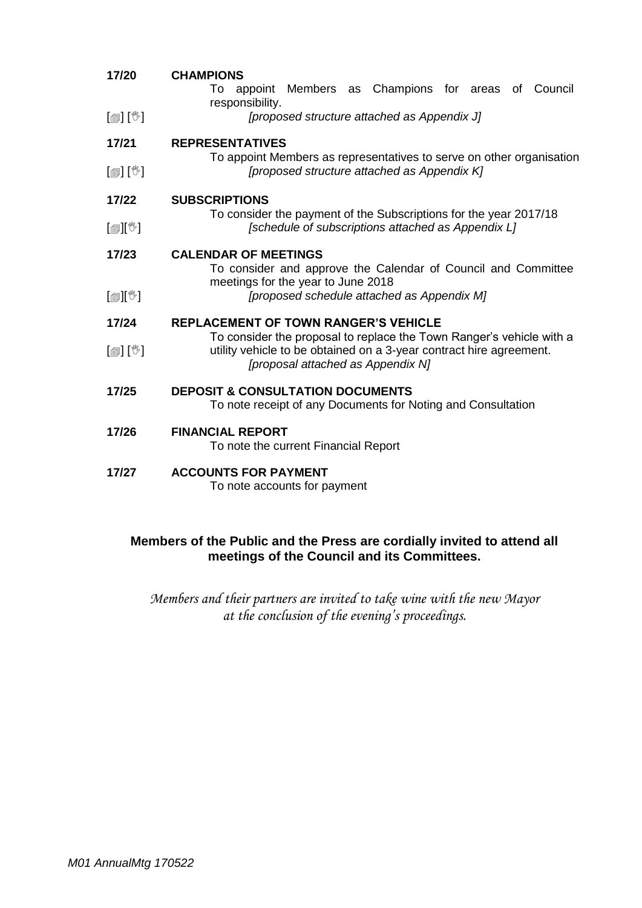**17/20 CHAMPIONS**

To appoint Members as Champions for areas of Council responsibility.

[🗐] [👋] *[proposed structure attached as Appendix J]*

**17/21 REPRESENTATIVES**

To appoint Members as representatives to serve on other organisation

[🗐] [👋] *[proposed structure attached as Appendix K]*

**17/22 SUBSCRIPTIONS**

To consider the payment of the Subscriptions for the year 2017/18

[🗐][👋] *[schedule of subscriptions attached as Appendix L]*

**17/23 CALENDAR OF MEETINGS**

To consider and approve the Calendar of Council and Committee meetings for the year to June 2018

[🗐][👋] *[proposed schedule attached as Appendix M]*

**17/24 REPLACEMENT OF TOWN RANGER'S VEHICLE**

[🗐] [👋] To consider the proposal to replace the Town Ranger's vehicle with a utility vehicle to be obtained on a 3-year contract hire agreement.

*[proposal attached as Appendix N]*

**17/25 DEPOSIT & CONSULTATION DOCUMENTS**

To note receipt of any Documents for Noting and Consultation

**17/26 FINANCIAL REPORT**

To note the current Financial Report

**17/27 ACCOUNTS FOR PAYMENT**

To note accounts for payment

**Members of the Public and the Press are cordially invited to attend all meetings of the Council and its Committees.**

*Members and their partners are invited to take wine with the new Mayor at the conclusion of the evening's proceedings.*

*M01 AnnualMtg 170522*